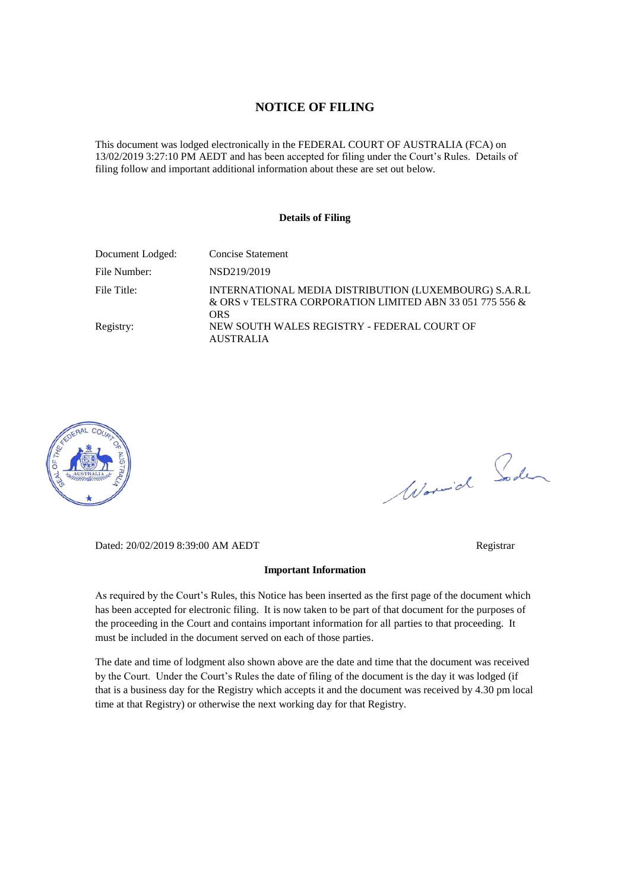# NOTICE OF FILING

This document was lodged electronically in the FEDERAL COURT OF AUSTRALIA (FCA) on 13/02/2019 3:27:10 PM AEDT and has been accepted for filing under the Court's Rules. Details of filing follow and important additional information about these are set out below.

**Details of Filing**

| | |
|---|---|
| Document Lodged: | Concise Statement |
| File Number: | NSD219/2019 |
| File Title: | INTERNATIONAL MEDIA DISTRIBUTION (LUXEMBOURG) S.A.R.L & ORS v TELSTRA CORPORATION LIMITED ABN 33 051 775 556 & ORS |
| Registry: | NEW SOUTH WALES REGISTRY - FEDERAL COURT OF AUSTRALIA |

Dated: 20/02/2019 8:39:00 AM AEDT

Registrar

**Important Information**

As required by the Court's Rules, this Notice has been inserted as the first page of the document which has been accepted for electronic filing. It is now taken to be part of that document for the purposes of the proceeding in the Court and contains important information for all parties to that proceeding. It must be included in the document served on each of those parties.

The date and time of lodgment also shown above are the date and time that the document was received by the Court. Under the Court's Rules the date of filing of the document is the day it was lodged (if that is a business day for the Registry which accepts it and the document was received by 4.30 pm local time at that Registry) or otherwise the next working day for that Registry.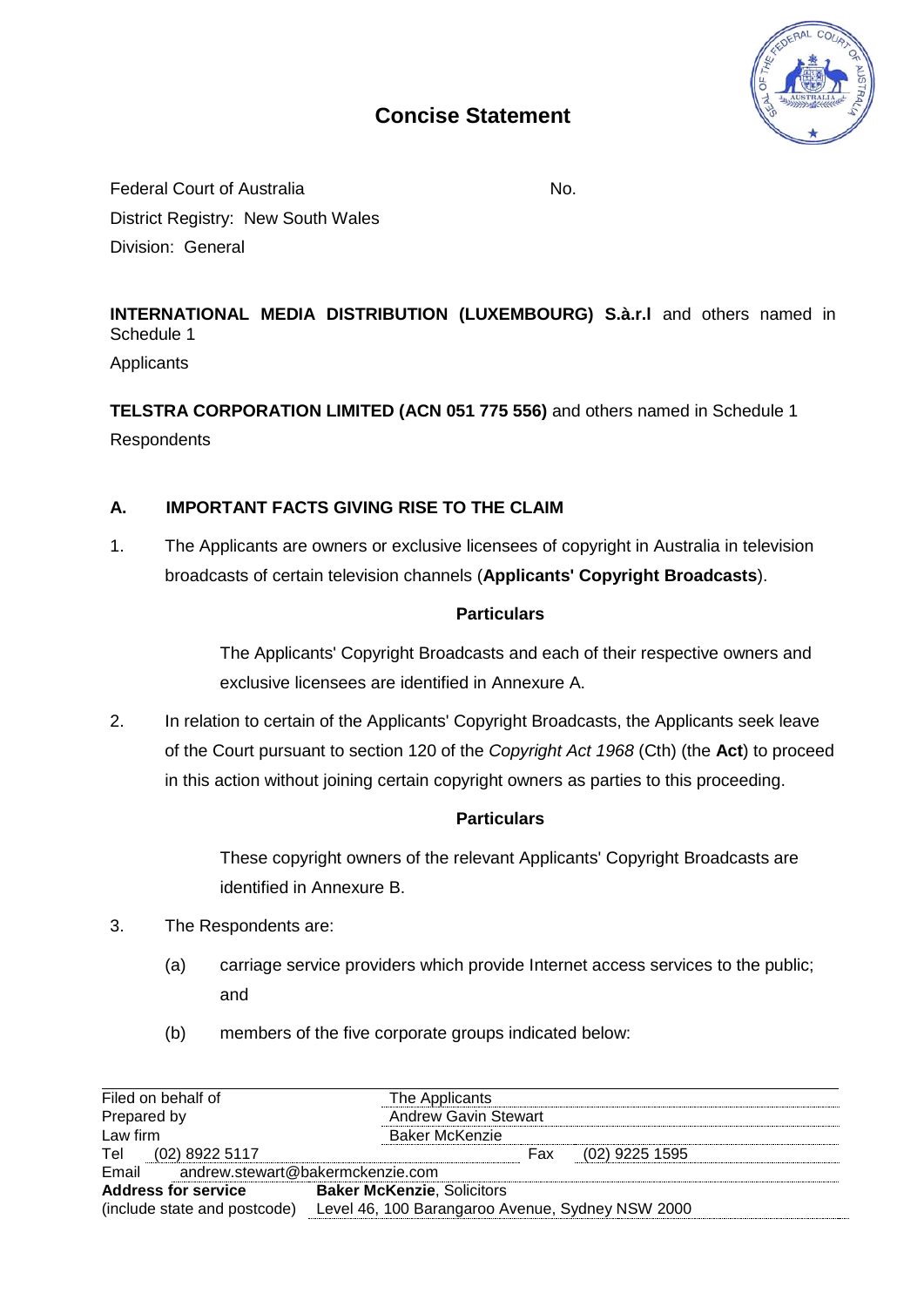# Concise Statement

Federal Court of Australia  No.

District Registry: New South Wales

Division: General

**INTERNATIONAL MEDIA DISTRIBUTION (LUXEMBOURG) S.à.r.l** and others named in Schedule 1

Applicants

**TELSTRA CORPORATION LIMITED (ACN 051 775 556)** and others named in Schedule 1

Respondents

## A. IMPORTANT FACTS GIVING RISE TO THE CLAIM

1. The Applicants are owners or exclusive licensees of copyright in Australia in television broadcasts of certain television channels (**Applicants' Copyright Broadcasts**).

   **Particulars**

   The Applicants' Copyright Broadcasts and each of their respective owners and exclusive licensees are identified in Annexure A.

2. In relation to certain of the Applicants' Copyright Broadcasts, the Applicants seek leave of the Court pursuant to section 120 of the *Copyright Act 1968* (Cth) (the **Act**) to proceed in this action without joining certain copyright owners as parties to this proceeding.

   **Particulars**

   These copyright owners of the relevant Applicants' Copyright Broadcasts are identified in Annexure B.

3. The Respondents are:

   (a) carriage service providers which provide Internet access services to the public; and

   (b) members of the five corporate groups indicated below:

| | |
|---|---|
| Filed on behalf of | The Applicants |
| Prepared by | Andrew Gavin Stewart |
| Law firm | Baker McKenzie |
| Tel (02) 8922 5117 | Fax (02) 9225 1595 |
| Email | andrew.stewart@bakermckenzie.com |
| **Address for service** (include state and postcode) | **Baker McKenzie**, Solicitors Level 46, 100 Barangaroo Avenue, Sydney NSW 2000 |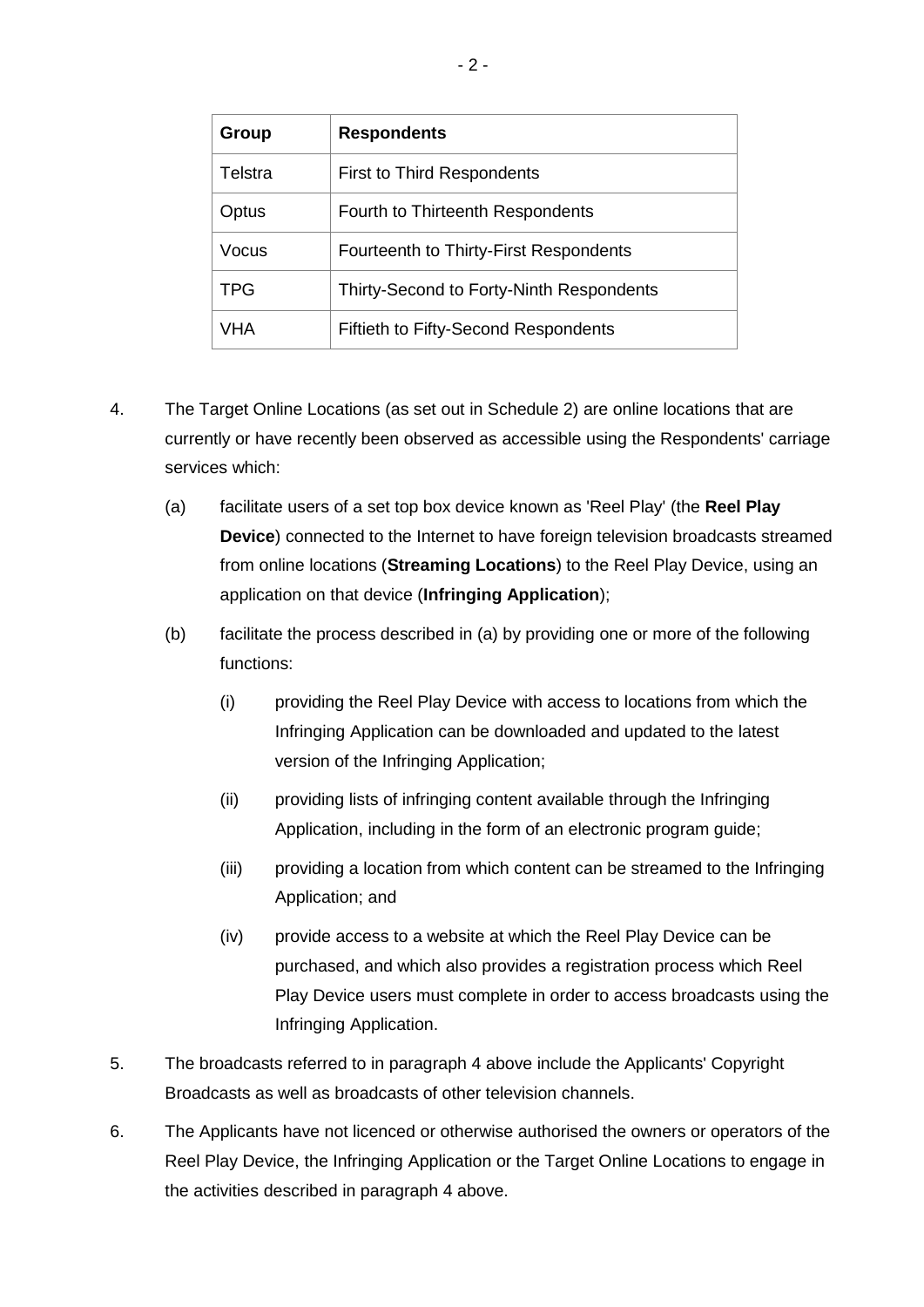| Group | Respondents |
| --- | --- |
| Telstra | First to Third Respondents |
| Optus | Fourth to Thirteenth Respondents |
| Vocus | Fourteenth to Thirty-First Respondents |
| TPG | Thirty-Second to Forty-Ninth Respondents |
| VHA | Fiftieth to Fifty-Second Respondents |

4. The Target Online Locations (as set out in Schedule 2) are online locations that are currently or have recently been observed as accessible using the Respondents' carriage services which:

   (a) facilitate users of a set top box device known as 'Reel Play' (the **Reel Play Device**) connected to the Internet to have foreign television broadcasts streamed from online locations (**Streaming Locations**) to the Reel Play Device, using an application on that device (**Infringing Application**);

   (b) facilitate the process described in (a) by providing one or more of the following functions:

      (i) providing the Reel Play Device with access to locations from which the Infringing Application can be downloaded and updated to the latest version of the Infringing Application;

      (ii) providing lists of infringing content available through the Infringing Application, including in the form of an electronic program guide;

      (iii) providing a location from which content can be streamed to the Infringing Application; and

      (iv) provide access to a website at which the Reel Play Device can be purchased, and which also provides a registration process which Reel Play Device users must complete in order to access broadcasts using the Infringing Application.

5. The broadcasts referred to in paragraph 4 above include the Applicants' Copyright Broadcasts as well as broadcasts of other television channels.

6. The Applicants have not licenced or otherwise authorised the owners or operators of the Reel Play Device, the Infringing Application or the Target Online Locations to engage in the activities described in paragraph 4 above.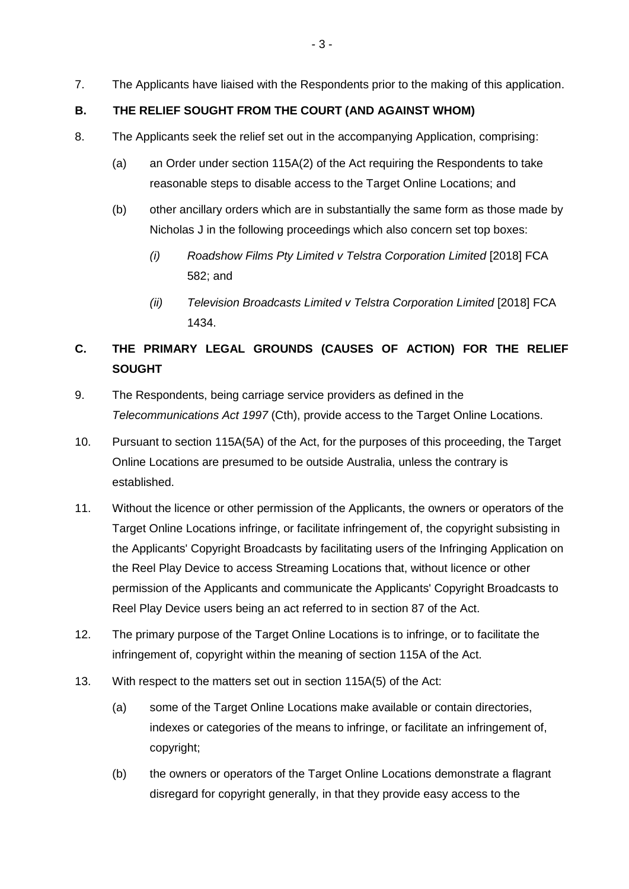7. The Applicants have liaised with the Respondents prior to the making of this application.

## B. THE RELIEF SOUGHT FROM THE COURT (AND AGAINST WHOM)

8. The Applicants seek the relief set out in the accompanying Application, comprising:

   (a) an Order under section 115A(2) of the Act requiring the Respondents to take reasonable steps to disable access to the Target Online Locations; and

   (b) other ancillary orders which are in substantially the same form as those made by Nicholas J in the following proceedings which also concern set top boxes:

      *(i)* *Roadshow Films Pty Limited v Telstra Corporation Limited* [2018] FCA 582; and

      *(ii)* *Television Broadcasts Limited v Telstra Corporation Limited* [2018] FCA 1434.

## C. THE PRIMARY LEGAL GROUNDS (CAUSES OF ACTION) FOR THE RELIEF SOUGHT

9. The Respondents, being carriage service providers as defined in the *Telecommunications Act 1997* (Cth), provide access to the Target Online Locations.

10. Pursuant to section 115A(5A) of the Act, for the purposes of this proceeding, the Target Online Locations are presumed to be outside Australia, unless the contrary is established.

11. Without the licence or other permission of the Applicants, the owners or operators of the Target Online Locations infringe, or facilitate infringement of, the copyright subsisting in the Applicants' Copyright Broadcasts by facilitating users of the Infringing Application on the Reel Play Device to access Streaming Locations that, without licence or other permission of the Applicants and communicate the Applicants' Copyright Broadcasts to Reel Play Device users being an act referred to in section 87 of the Act.

12. The primary purpose of the Target Online Locations is to infringe, or to facilitate the infringement of, copyright within the meaning of section 115A of the Act.

13. With respect to the matters set out in section 115A(5) of the Act:

   (a) some of the Target Online Locations make available or contain directories, indexes or categories of the means to infringe, or facilitate an infringement of, copyright;

   (b) the owners or operators of the Target Online Locations demonstrate a flagrant disregard for copyright generally, in that they provide easy access to the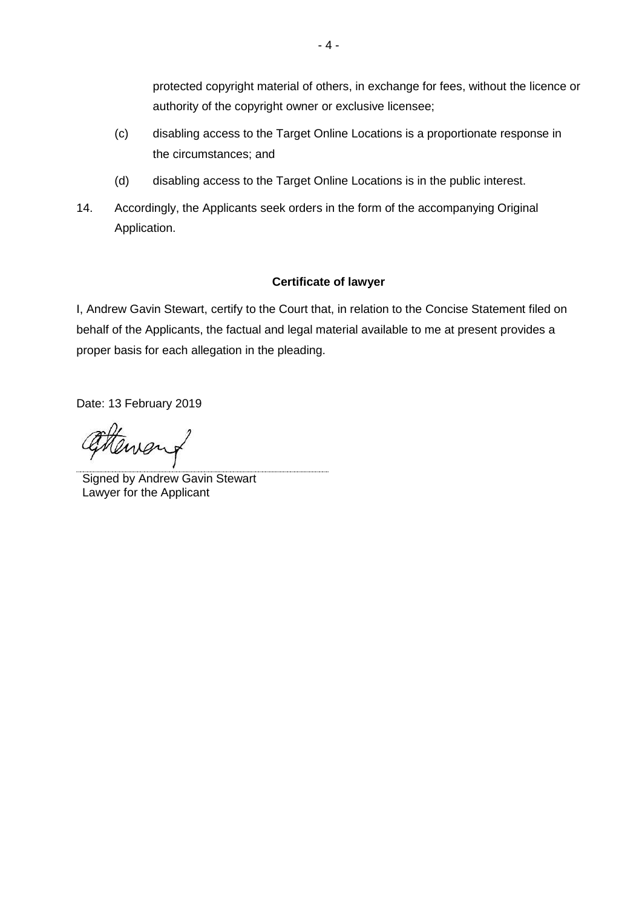protected copyright material of others, in exchange for fees, without the licence or authority of the copyright owner or exclusive licensee;

(c) disabling access to the Target Online Locations is a proportionate response in the circumstances; and

(d) disabling access to the Target Online Locations is in the public interest.

14. Accordingly, the Applicants seek orders in the form of the accompanying Original Application.

**Certificate of lawyer**

I, Andrew Gavin Stewart, certify to the Court that, in relation to the Concise Statement filed on behalf of the Applicants, the factual and legal material available to me at present provides a proper basis for each allegation in the pleading.

Date: 13 February 2019

Signed by Andrew Gavin Stewart
Lawyer for the Applicant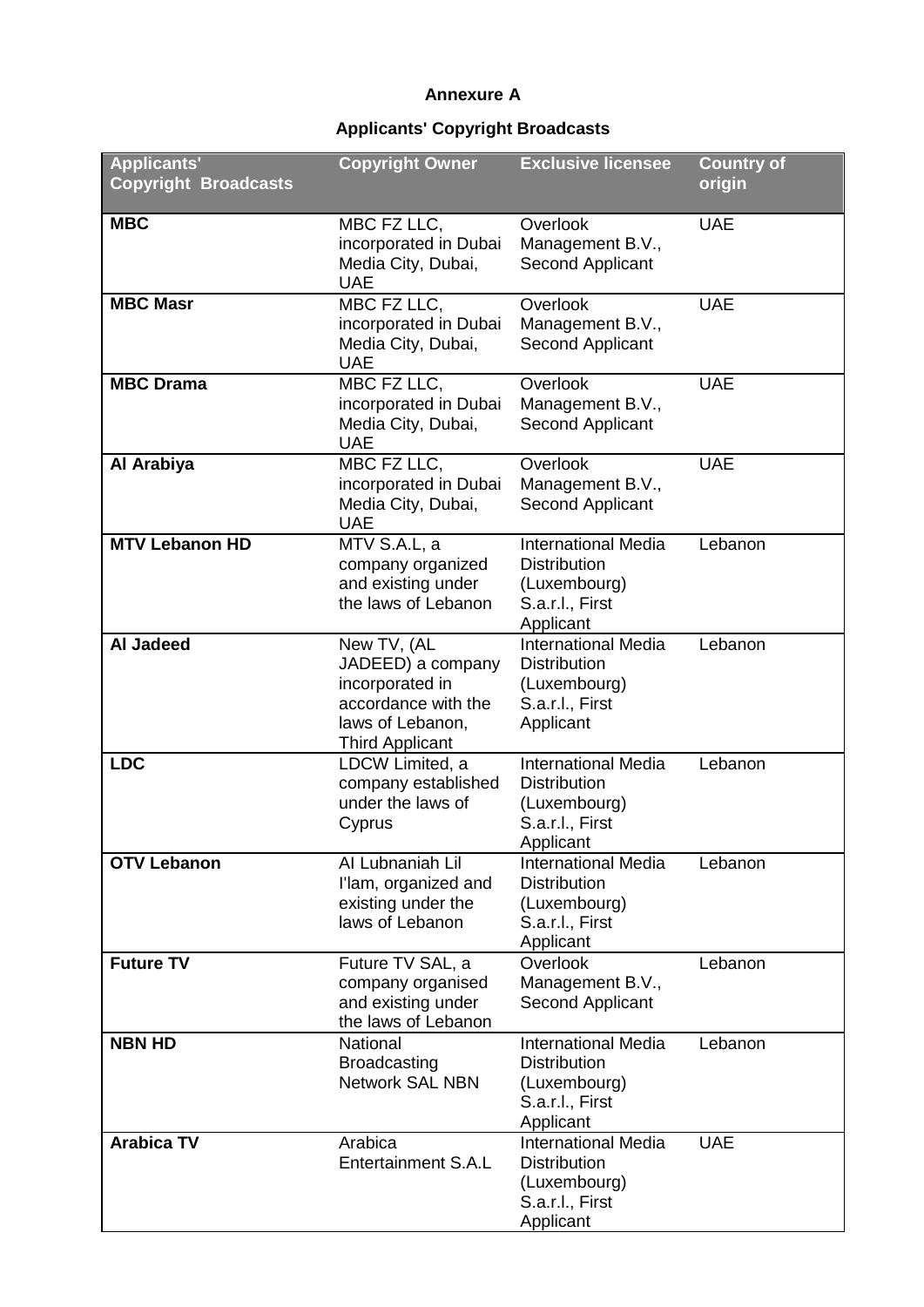**Annexure A**

**Applicants' Copyright Broadcasts**

| Applicants' Copyright Broadcasts | Copyright Owner | Exclusive licensee | Country of origin |
|---|---|---|---|
| **MBC** | MBC FZ LLC, incorporated in Dubai Media City, Dubai, UAE | Overlook Management B.V., Second Applicant | UAE |
| **MBC Masr** | MBC FZ LLC, incorporated in Dubai Media City, Dubai, UAE | Overlook Management B.V., Second Applicant | UAE |
| **MBC Drama** | MBC FZ LLC, incorporated in Dubai Media City, Dubai, UAE | Overlook Management B.V., Second Applicant | UAE |
| **Al Arabiya** | MBC FZ LLC, incorporated in Dubai Media City, Dubai, UAE | Overlook Management B.V., Second Applicant | UAE |
| **MTV Lebanon HD** | MTV S.A.L, a company organized and existing under the laws of Lebanon | International Media Distribution (Luxembourg) S.a.r.l., First Applicant | Lebanon |
| **Al Jadeed** | New TV, (AL JADEED) a company incorporated in accordance with the laws of Lebanon, Third Applicant | International Media Distribution (Luxembourg) S.a.r.l., First Applicant | Lebanon |
| **LDC** | LDCW Limited, a company established under the laws of Cyprus | International Media Distribution (Luxembourg) S.a.r.l., First Applicant | Lebanon |
| **OTV Lebanon** | Al Lubnaniah Lil I'lam, organized and existing under the laws of Lebanon | International Media Distribution (Luxembourg) S.a.r.l., First Applicant | Lebanon |
| **Future TV** | Future TV SAL, a company organised and existing under the laws of Lebanon | Overlook Management B.V., Second Applicant | Lebanon |
| **NBN HD** | National Broadcasting Network SAL NBN | International Media Distribution (Luxembourg) S.a.r.l., First Applicant | Lebanon |
| **Arabica TV** | Arabica Entertainment S.A.L | International Media Distribution (Luxembourg) S.a.r.l., First Applicant | UAE |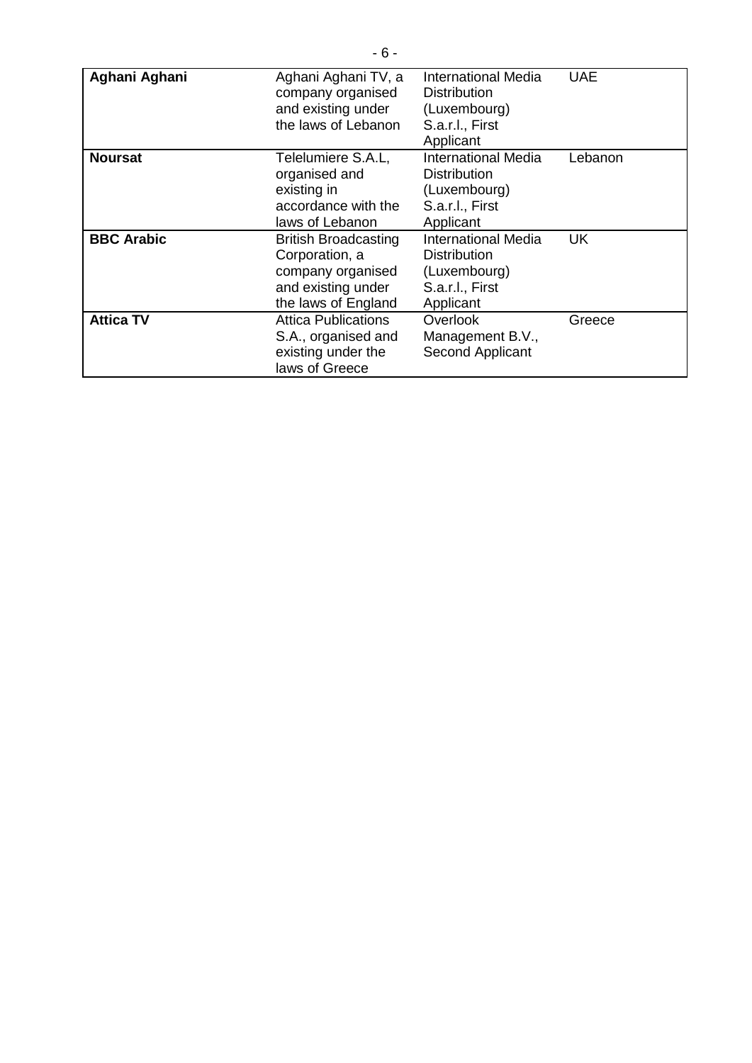| **Aghani Aghani** | Aghani Aghani TV, a company organised and existing under the laws of Lebanon | International Media Distribution (Luxembourg) S.a.r.l., First Applicant | UAE |
|---|---|---|---|
| **Noursat** | Telelumiere S.A.L, organised and existing in accordance with the laws of Lebanon | International Media Distribution (Luxembourg) S.a.r.l., First Applicant | Lebanon |
| **BBC Arabic** | British Broadcasting Corporation, a company organised and existing under the laws of England | International Media Distribution (Luxembourg) S.a.r.l., First Applicant | UK |
| **Attica TV** | Attica Publications S.A., organised and existing under the laws of Greece | Overlook Management B.V., Second Applicant | Greece |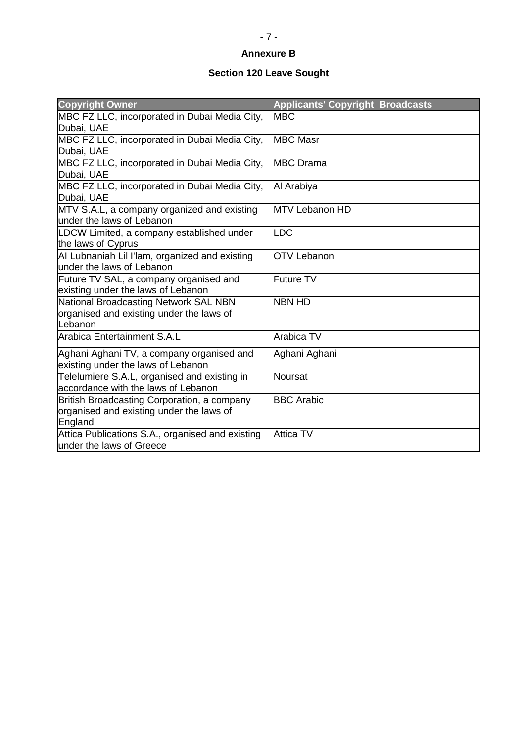**Annexure B**

**Section 120 Leave Sought**

| Copyright Owner | Applicants' Copyright Broadcasts |
|---|---|
| MBC FZ LLC, incorporated in Dubai Media City, Dubai, UAE | MBC |
| MBC FZ LLC, incorporated in Dubai Media City, Dubai, UAE | MBC Masr |
| MBC FZ LLC, incorporated in Dubai Media City, Dubai, UAE | MBC Drama |
| MBC FZ LLC, incorporated in Dubai Media City, Dubai, UAE | Al Arabiya |
| MTV S.A.L, a company organized and existing under the laws of Lebanon | MTV Lebanon HD |
| LDCW Limited, a company established under the laws of Cyprus | LDC |
| Al Lubnaniah Lil I'lam, organized and existing under the laws of Lebanon | OTV Lebanon |
| Future TV SAL, a company organised and existing under the laws of Lebanon | Future TV |
| National Broadcasting Network SAL NBN organised and existing under the laws of Lebanon | NBN HD |
| Arabica Entertainment S.A.L | Arabica TV |
| Aghani Aghani TV, a company organised and existing under the laws of Lebanon | Aghani Aghani |
| Telelumiere S.A.L, organised and existing in accordance with the laws of Lebanon | Noursat |
| British Broadcasting Corporation, a company organised and existing under the laws of England | BBC Arabic |
| Attica Publications S.A., organised and existing under the laws of Greece | Attica TV |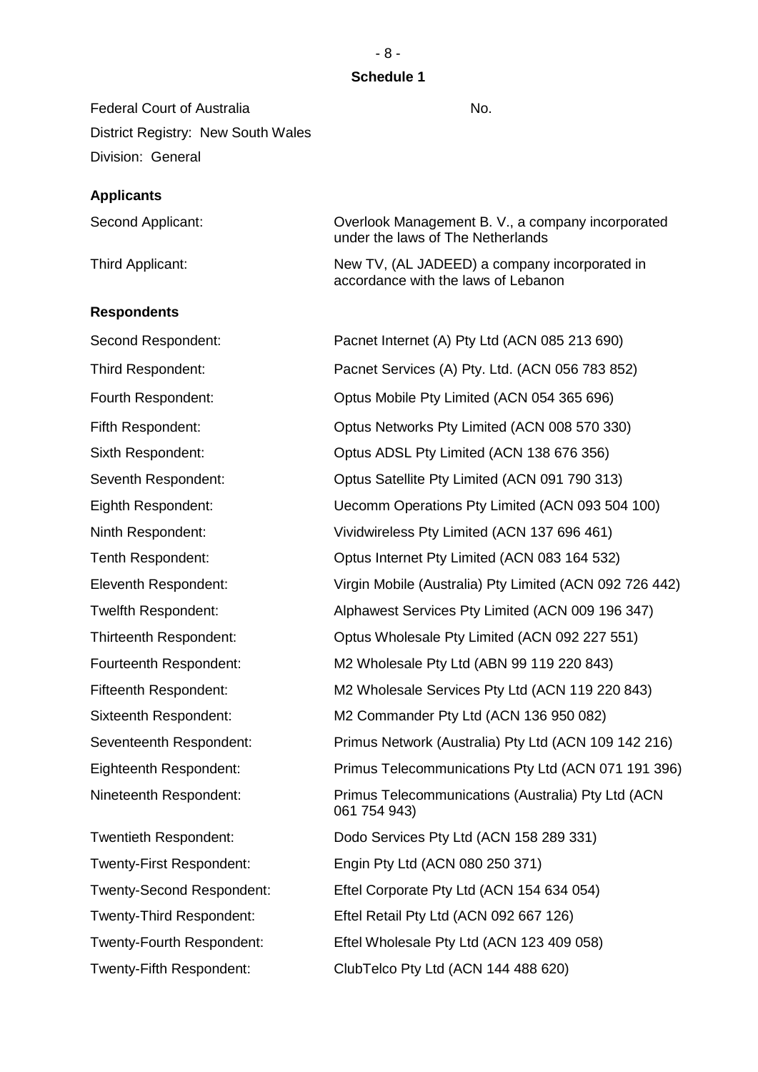## Schedule 1

Federal Court of Australia No.

District Registry: New South Wales

Division: General

### Applicants

| | |
|---|---|
| Second Applicant: | Overlook Management B. V., a company incorporated under the laws of The Netherlands |
| Third Applicant: | New TV, (AL JADEED) a company incorporated in accordance with the laws of Lebanon |

### Respondents

| | |
|---|---|
| Second Respondent: | Pacnet Internet (A) Pty Ltd (ACN 085 213 690) |
| Third Respondent: | Pacnet Services (A) Pty. Ltd. (ACN 056 783 852) |
| Fourth Respondent: | Optus Mobile Pty Limited (ACN 054 365 696) |
| Fifth Respondent: | Optus Networks Pty Limited (ACN 008 570 330) |
| Sixth Respondent: | Optus ADSL Pty Limited (ACN 138 676 356) |
| Seventh Respondent: | Optus Satellite Pty Limited (ACN 091 790 313) |
| Eighth Respondent: | Uecomm Operations Pty Limited (ACN 093 504 100) |
| Ninth Respondent: | Vividwireless Pty Limited (ACN 137 696 461) |
| Tenth Respondent: | Optus Internet Pty Limited (ACN 083 164 532) |
| Eleventh Respondent: | Virgin Mobile (Australia) Pty Limited (ACN 092 726 442) |
| Twelfth Respondent: | Alphawest Services Pty Limited (ACN 009 196 347) |
| Thirteenth Respondent: | Optus Wholesale Pty Limited (ACN 092 227 551) |
| Fourteenth Respondent: | M2 Wholesale Pty Ltd (ABN 99 119 220 843) |
| Fifteenth Respondent: | M2 Wholesale Services Pty Ltd (ACN 119 220 843) |
| Sixteenth Respondent: | M2 Commander Pty Ltd (ACN 136 950 082) |
| Seventeenth Respondent: | Primus Network (Australia) Pty Ltd (ACN 109 142 216) |
| Eighteenth Respondent: | Primus Telecommunications Pty Ltd (ACN 071 191 396) |
| Nineteenth Respondent: | Primus Telecommunications (Australia) Pty Ltd (ACN 061 754 943) |
| Twentieth Respondent: | Dodo Services Pty Ltd (ACN 158 289 331) |
| Twenty-First Respondent: | Engin Pty Ltd (ACN 080 250 371) |
| Twenty-Second Respondent: | Eftel Corporate Pty Ltd (ACN 154 634 054) |
| Twenty-Third Respondent: | Eftel Retail Pty Ltd (ACN 092 667 126) |
| Twenty-Fourth Respondent: | Eftel Wholesale Pty Ltd (ACN 123 409 058) |
| Twenty-Fifth Respondent: | ClubTelco Pty Ltd (ACN 144 488 620) |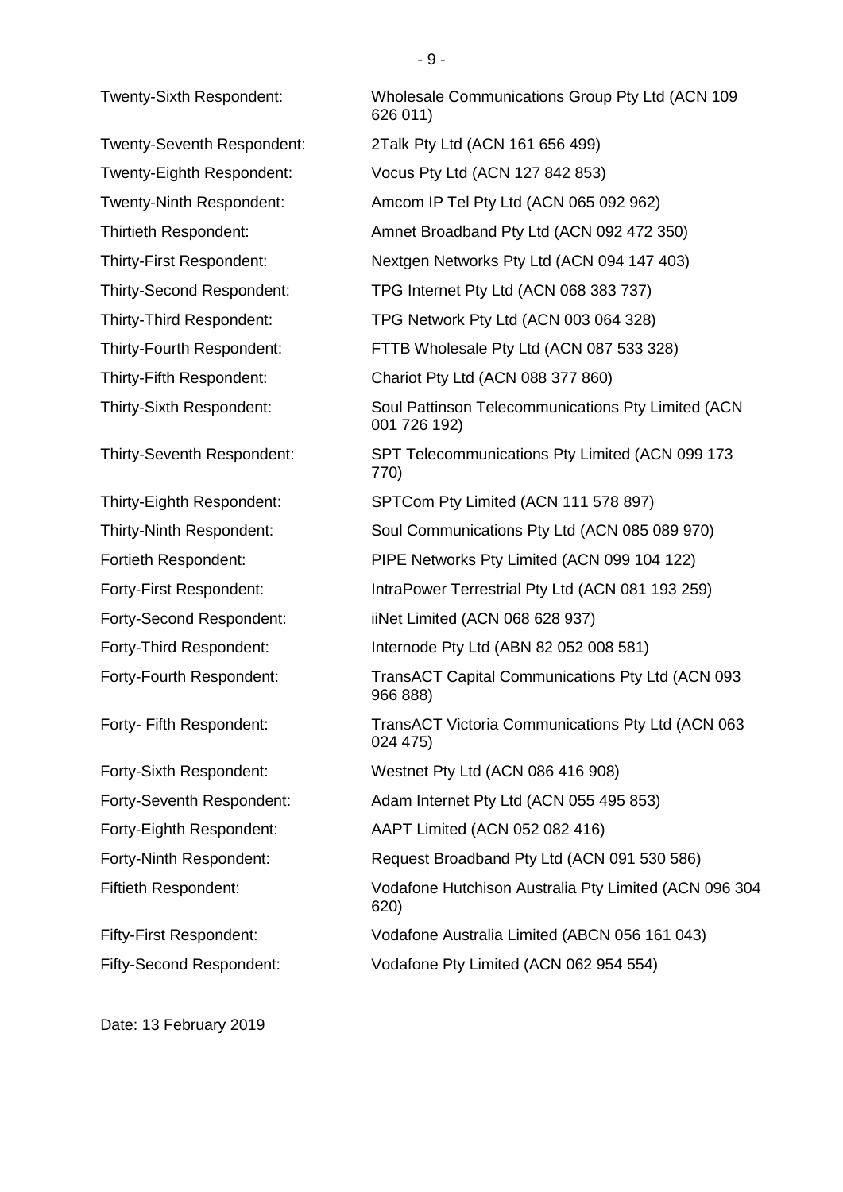| | |
|---|---|
| Twenty-Sixth Respondent: | Wholesale Communications Group Pty Ltd (ACN 109 626 011) |
| Twenty-Seventh Respondent: | 2Talk Pty Ltd (ACN 161 656 499) |
| Twenty-Eighth Respondent: | Vocus Pty Ltd (ACN 127 842 853) |
| Twenty-Ninth Respondent: | Amcom IP Tel Pty Ltd (ACN 065 092 962) |
| Thirtieth Respondent: | Amnet Broadband Pty Ltd (ACN 092 472 350) |
| Thirty-First Respondent: | Nextgen Networks Pty Ltd (ACN 094 147 403) |
| Thirty-Second Respondent: | TPG Internet Pty Ltd (ACN 068 383 737) |
| Thirty-Third Respondent: | TPG Network Pty Ltd (ACN 003 064 328) |
| Thirty-Fourth Respondent: | FTTB Wholesale Pty Ltd (ACN 087 533 328) |
| Thirty-Fifth Respondent: | Chariot Pty Ltd (ACN 088 377 860) |
| Thirty-Sixth Respondent: | Soul Pattinson Telecommunications Pty Limited (ACN 001 726 192) |
| Thirty-Seventh Respondent: | SPT Telecommunications Pty Limited (ACN 099 173 770) |
| Thirty-Eighth Respondent: | SPTCom Pty Limited (ACN 111 578 897) |
| Thirty-Ninth Respondent: | Soul Communications Pty Ltd (ACN 085 089 970) |
| Fortieth Respondent: | PIPE Networks Pty Limited (ACN 099 104 122) |
| Forty-First Respondent: | IntraPower Terrestrial Pty Ltd (ACN 081 193 259) |
| Forty-Second Respondent: | iiNet Limited (ACN 068 628 937) |
| Forty-Third Respondent: | Internode Pty Ltd (ABN 82 052 008 581) |
| Forty-Fourth Respondent: | TransACT Capital Communications Pty Ltd (ACN 093 966 888) |
| Forty- Fifth Respondent: | TransACT Victoria Communications Pty Ltd (ACN 063 024 475) |
| Forty-Sixth Respondent: | Westnet Pty Ltd (ACN 086 416 908) |
| Forty-Seventh Respondent: | Adam Internet Pty Ltd (ACN 055 495 853) |
| Forty-Eighth Respondent: | AAPT Limited (ACN 052 082 416) |
| Forty-Ninth Respondent: | Request Broadband Pty Ltd (ACN 091 530 586) |
| Fiftieth Respondent: | Vodafone Hutchison Australia Pty Limited (ACN 096 304 620) |
| Fifty-First Respondent: | Vodafone Australia Limited (ABCN 056 161 043) |
| Fifty-Second Respondent: | Vodafone Pty Limited (ACN 062 954 554) |

Date: 13 February 2019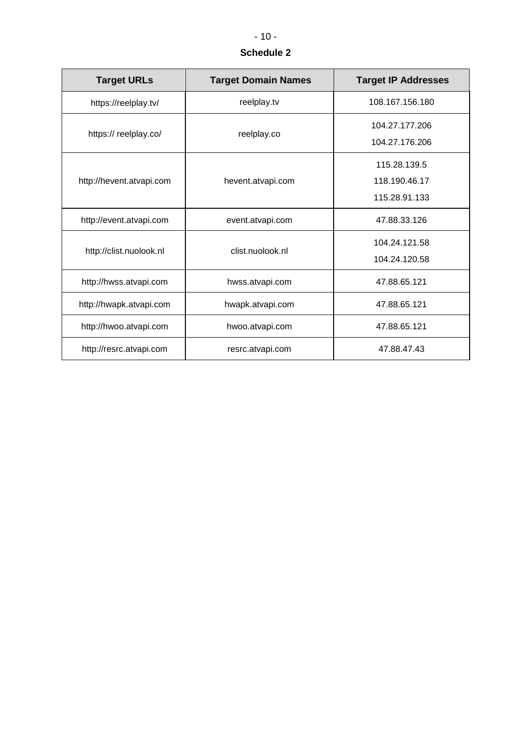## Schedule 2

| Target URLs | Target Domain Names | Target IP Addresses |
|---|---|---|
| https://reelplay.tv/ | reelplay.tv | 108.167.156.180 |
| https:// reelplay.co/ | reelplay.co | 104.27.177.206<br>104.27.176.206 |
| http://hevent.atvapi.com | hevent.atvapi.com | 115.28.139.5<br>118.190.46.17<br>115.28.91.133 |
| http://event.atvapi.com | event.atvapi.com | 47.88.33.126 |
| http://clist.nuolook.nl | clist.nuolook.nl | 104.24.121.58<br>104.24.120.58 |
| http://hwss.atvapi.com | hwss.atvapi.com | 47.88.65.121 |
| http://hwapk.atvapi.com | hwapk.atvapi.com | 47.88.65.121 |
| http://hwoo.atvapi.com | hwoo.atvapi.com | 47.88.65.121 |
| http://resrc.atvapi.com | resrc.atvapi.com | 47.88.47.43 |